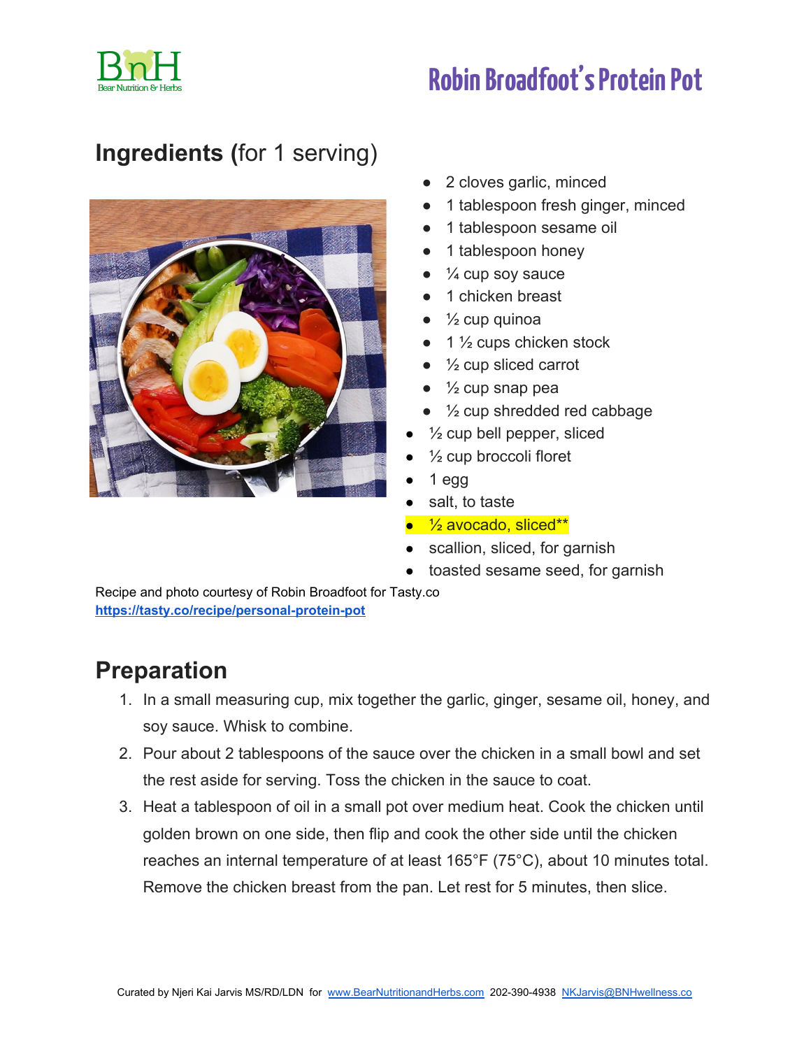# Robin Broadfoot's Protein Pot

## Ingredients (for 1 serving)

- 2 cloves garlic, minced
- 1 tablespoon fresh ginger, minced
- 1 tablespoon sesame oil
- 1 tablespoon honey
- ¼ cup soy sauce
- 1 chicken breast
- ½ cup quinoa
- 1 ½ cups chicken stock
- ½ cup sliced carrot
- ½ cup snap pea
- ½ cup shredded red cabbage
- ½ cup bell pepper, sliced
- ½ cup broccoli floret
- 1 egg
- salt, to taste
- ½ avocado, sliced**
- scallion, sliced, for garnish
- toasted sesame seed, for garnish

Recipe and photo courtesy of Robin Broadfoot for Tasty.co
https://tasty.co/recipe/personal-protein-pot

## Preparation

1. In a small measuring cup, mix together the garlic, ginger, sesame oil, honey, and soy sauce. Whisk to combine.
2. Pour about 2 tablespoons of the sauce over the chicken in a small bowl and set the rest aside for serving. Toss the chicken in the sauce to coat.
3. Heat a tablespoon of oil in a small pot over medium heat. Cook the chicken until golden brown on one side, then flip and cook the other side until the chicken reaches an internal temperature of at least 165°F (75°C), about 10 minutes total. Remove the chicken breast from the pan. Let rest for 5 minutes, then slice.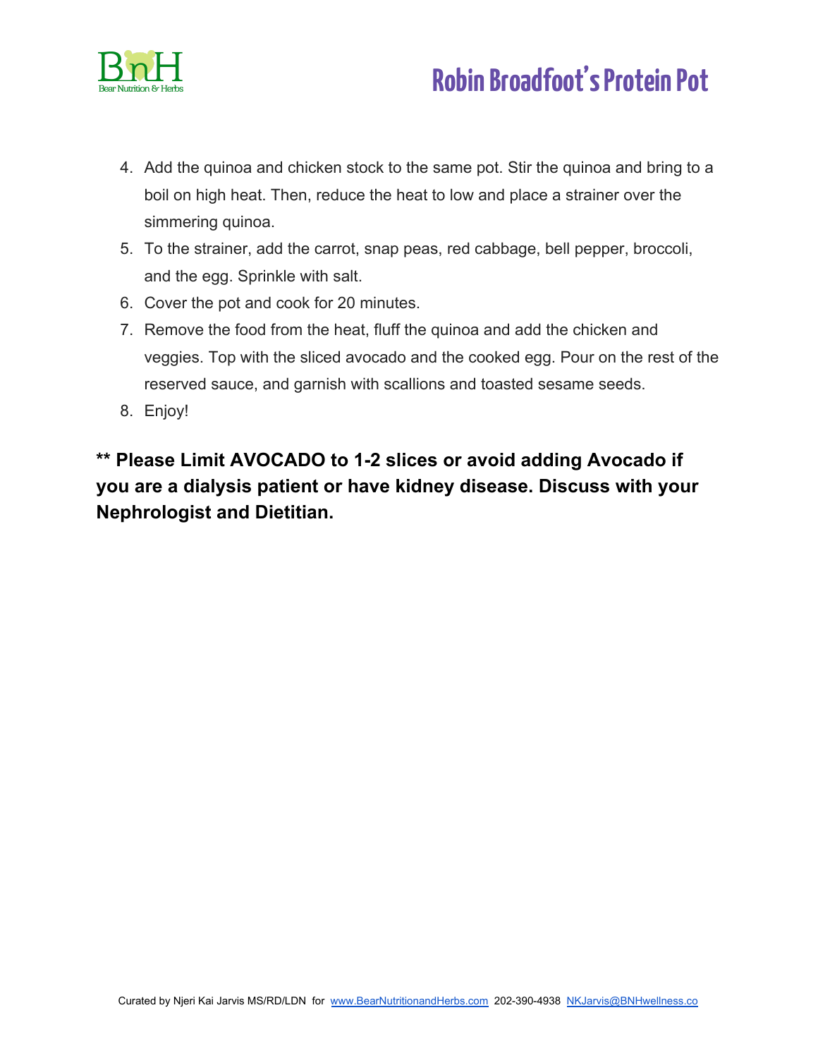4. Add the quinoa and chicken stock to the same pot. Stir the quinoa and bring to a boil on high heat. Then, reduce the heat to low and place a strainer over the simmering quinoa.
5. To the strainer, add the carrot, snap peas, red cabbage, bell pepper, broccoli, and the egg. Sprinkle with salt.
6. Cover the pot and cook for 20 minutes.
7. Remove the food from the heat, fluff the quinoa and add the chicken and veggies. Top with the sliced avocado and the cooked egg. Pour on the rest of the reserved sauce, and garnish with scallions and toasted sesame seeds.
8. Enjoy!

**** Please Limit AVOCADO to 1-2 slices or avoid adding Avocado if you are a dialysis patient or have kidney disease. Discuss with your Nephrologist and Dietitian.**